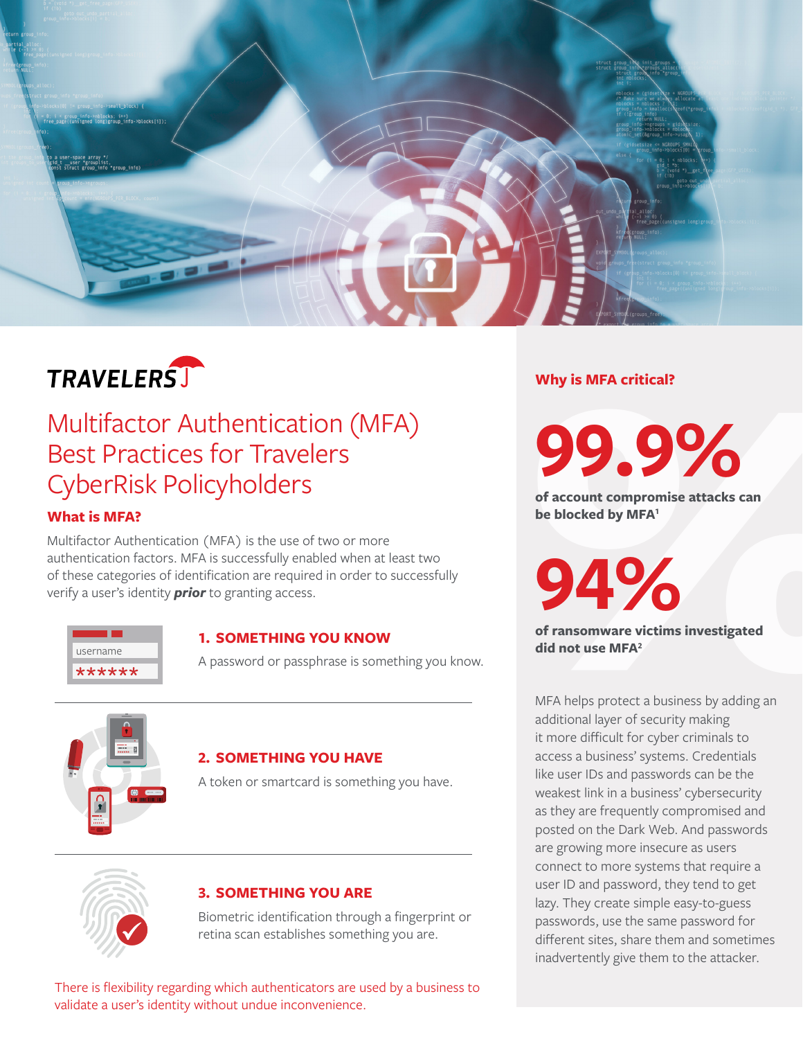TRAVELERS

# Multifactor Authentication (MFA) Best Practices for Travelers CyberRisk Policyholders

## What is MFA?

Multifactor Authentication (MFA) is the use of two or more authentication factors. MFA is successfully enabled when at least two of these categories of identification are required in order to successfully verify a user's identity ***prior*** to granting access.

### 1. SOMETHING YOU KNOW

A password or passphrase is something you know.

### 2. SOMETHING YOU HAVE

A token or smartcard is something you have.

### 3. SOMETHING YOU ARE

Biometric identification through a fingerprint or retina scan establishes something you are.

There is flexibility regarding which authenticators are used by a business to validate a user's identity without undue inconvenience.

## Why is MFA critical?

**99.9%**

**of account compromise attacks can be blocked by MFA[1]**

**94%**

**of ransomware victims investigated did not use MFA[2]**

MFA helps protect a business by adding an additional layer of security making it more difficult for cyber criminals to access a business' systems. Credentials like user IDs and passwords can be the weakest link in a business' cybersecurity as they are frequently compromised and posted on the Dark Web. And passwords are growing more insecure as users connect to more systems that require a user ID and password, they tend to get lazy. They create simple easy-to-guess passwords, use the same password for different sites, share them and sometimes inadvertently give them to the attacker.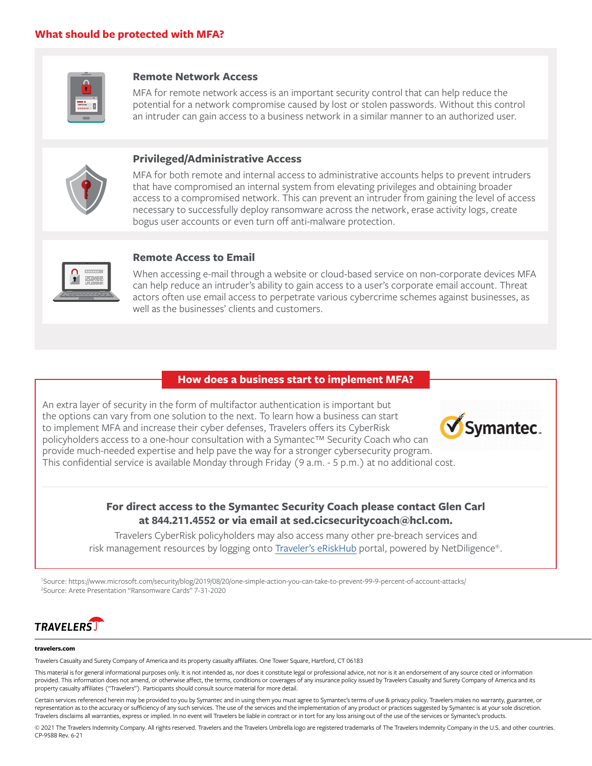## What should be protected with MFA?

### Remote Network Access

MFA for remote network access is an important security control that can help reduce the potential for a network compromise caused by lost or stolen passwords. Without this control an intruder can gain access to a business network in a similar manner to an authorized user.

### Privileged/Administrative Access

MFA for both remote and internal access to administrative accounts helps to prevent intruders that have compromised an internal system from elevating privileges and obtaining broader access to a compromised network. This can prevent an intruder from gaining the level of access necessary to successfully deploy ransomware across the network, erase activity logs, create bogus user accounts or even turn off anti-malware protection.

### Remote Access to Email

When accessing e-mail through a website or cloud-based service on non-corporate devices MFA can help reduce an intruder's ability to gain access to a user's corporate email account. Threat actors often use email access to perpetrate various cybercrime schemes against businesses, as well as the businesses' clients and customers.

## How does a business start to implement MFA?

An extra layer of security in the form of multifactor authentication is important but the options can vary from one solution to the next. To learn how a business can start to implement MFA and increase their cyber defenses, Travelers offers its CyberRisk policyholders access to a one-hour consultation with a Symantec™ Security Coach who can provide much-needed expertise and help pave the way for a stronger cybersecurity program. This confidential service is available Monday through Friday (9 a.m. - 5 p.m.) at no additional cost.

Symantec.

**For direct access to the Symantec Security Coach please contact Glen Carl at 844.211.4552 or via email at sed.cicsecuritycoach@hcl.com.**

Travelers CyberRisk policyholders may also access many other pre-breach services and risk management resources by logging onto Traveler's eRiskHub portal, powered by NetDiligence®.

[1]Source: https://www.microsoft.com/security/blog/2019/08/20/one-simple-action-you-can-take-to-prevent-99-9-percent-of-account-attacks/
[2]Source: Arete Presentation "Ransomware Cards" 7-31-2020

TRAVELERS

**travelers.com**

Travelers Casualty and Surety Company of America and its property casualty affiliates. One Tower Square, Hartford, CT 06183

This material is for general informational purposes only. It is not intended as, nor does it constitute legal or professional advice, not nor is it an endorsement of any source cited or information provided. This information does not amend, or otherwise affect, the terms, conditions or coverages of any insurance policy issued by Travelers Casualty and Surety Company of America and its property casualty affiliates ("Travelers"). Participants should consult source material for more detail.

Certain services referenced herein may be provided to you by Symantec and in using them you must agree to Symantec's terms of use & privacy policy. Travelers makes no warranty, guarantee, or representation as to the accuracy or sufficiency of any such services. The use of the services and the implementation of any product or practices suggested by Symantec is at your sole discretion. Travelers disclaims all warranties, express or implied. In no event will Travelers be liable in contract or in tort for any loss arising out of the use of the services or Symantec's products.

© 2021 The Travelers Indemnity Company. All rights reserved. Travelers and the Travelers Umbrella logo are registered trademarks of The Travelers Indemnity Company in the U.S. and other countries.
CP-9588 Rev. 6-21